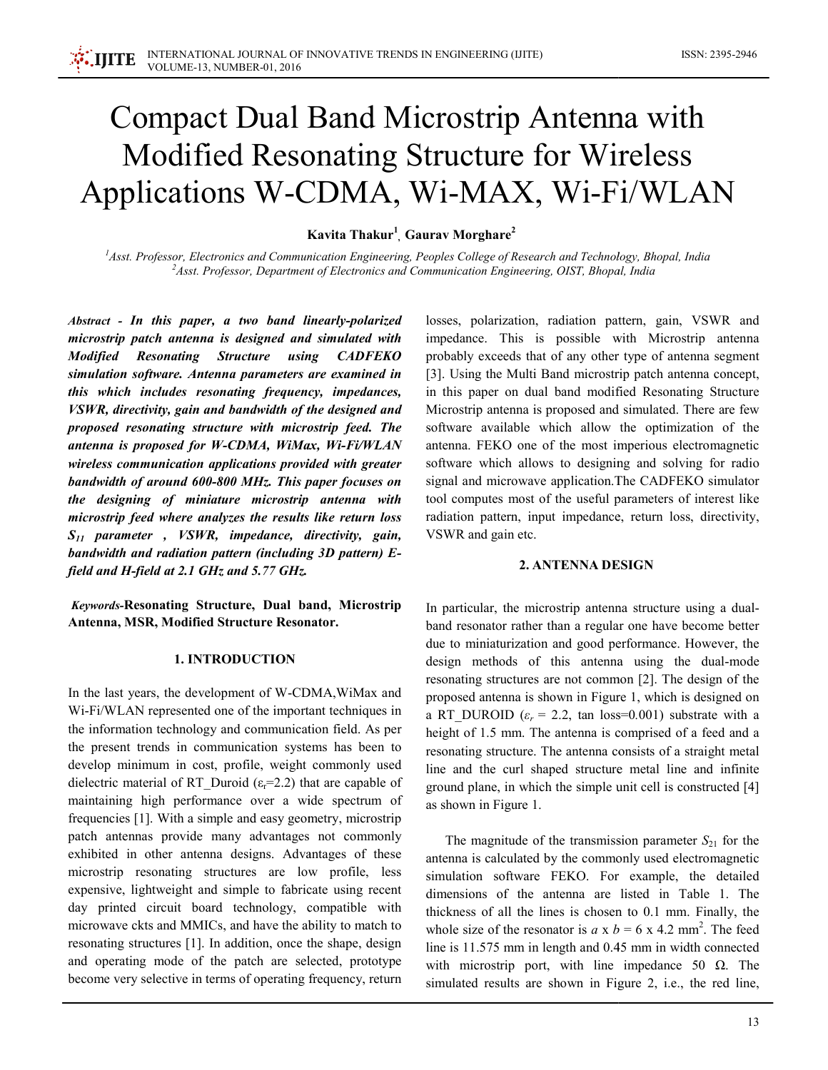# Compact Dual Band Microstrip Antenna with Modified Resonating Structure for Wireless Applications W-CDMA, Wi-MAX, Wi-Fi/WLAN

**Kavita Thakur[1], Gaurav Morghare[2]**

[1]*Asst. Professor, Electronics and Communication Engineering, Peoples College of Research and Technology, Bhopal, India*
[2]*Asst. Professor, Department of Electronics and Communication Engineering, OIST, Bhopal, India*

***Abstract - In this paper, a two band linearly-polarized microstrip patch antenna is designed and simulated with Modified Resonating Structure using CADFEKO simulation software. Antenna parameters are examined in this which includes resonating frequency, impedances, VSWR, directivity, gain and bandwidth of the designed and proposed resonating structure with microstrip feed. The antenna is proposed for W-CDMA, WiMax, Wi-Fi/WLAN wireless communication applications provided with greater bandwidth of around 600-800 MHz. This paper focuses on the designing of miniature microstrip antenna with microstrip feed where analyzes the results like return loss $S_{11}$ parameter , VSWR, impedance, directivity, gain, bandwidth and radiation pattern (including 3D pattern) E-field and H-field at 2.1 GHz and 5.77 GHz.***

***Keywords*-Resonating Structure, Dual band, Microstrip Antenna, MSR, Modified Structure Resonator.**

## 1. INTRODUCTION

In the last years, the development of W-CDMA,WiMax and Wi-Fi/WLAN represented one of the important techniques in the information technology and communication field. As per the present trends in communication systems has been to develop minimum in cost, profile, weight commonly used dielectric material of RT_Duroid ($\varepsilon_r$=2.2) that are capable of maintaining high performance over a wide spectrum of frequencies [1]. With a simple and easy geometry, microstrip patch antennas provide many advantages not commonly exhibited in other antenna designs. Advantages of these microstrip resonating structures are low profile, less expensive, lightweight and simple to fabricate using recent day printed circuit board technology, compatible with microwave ckts and MMICs, and have the ability to match to resonating structures [1]. In addition, once the shape, design and operating mode of the patch are selected, prototype become very selective in terms of operating frequency, return losses, polarization, radiation pattern, gain, VSWR and impedance. This is possible with Microstrip antenna probably exceeds that of any other type of antenna segment [3]. Using the Multi Band microstrip patch antenna concept, in this paper on dual band modified Resonating Structure Microstrip antenna is proposed and simulated. There are few software available which allow the optimization of the antenna. FEKO one of the most imperious electromagnetic software which allows to designing and solving for radio signal and microwave application.The CADFEKO simulator tool computes most of the useful parameters of interest like radiation pattern, input impedance, return loss, directivity, VSWR and gain etc.

## 2. ANTENNA DESIGN

In particular, the microstrip antenna structure using a dual-band resonator rather than a regular one have become better due to miniaturization and good performance. However, the design methods of this antenna using the dual-mode resonating structures are not common [2]. The design of the proposed antenna is shown in Figure 1, which is designed on a RT_DUROID ($\varepsilon_r$ = 2.2, tan loss=0.001) substrate with a height of 1.5 mm. The antenna is comprised of a feed and a resonating structure. The antenna consists of a straight metal line and the curl shaped structure metal line and infinite ground plane, in which the simple unit cell is constructed [4] as shown in Figure 1.

The magnitude of the transmission parameter $S_{21}$ for the antenna is calculated by the commonly used electromagnetic simulation software FEKO. For example, the detailed dimensions of the antenna are listed in Table 1. The thickness of all the lines is chosen to 0.1 mm. Finally, the whole size of the resonator is $a$ x $b$ = 6 x 4.2 mm$^2$. The feed line is 11.575 mm in length and 0.45 mm in width connected with microstrip port, with line impedance 50 Ω. The simulated results are shown in Figure 2, i.e., the red line,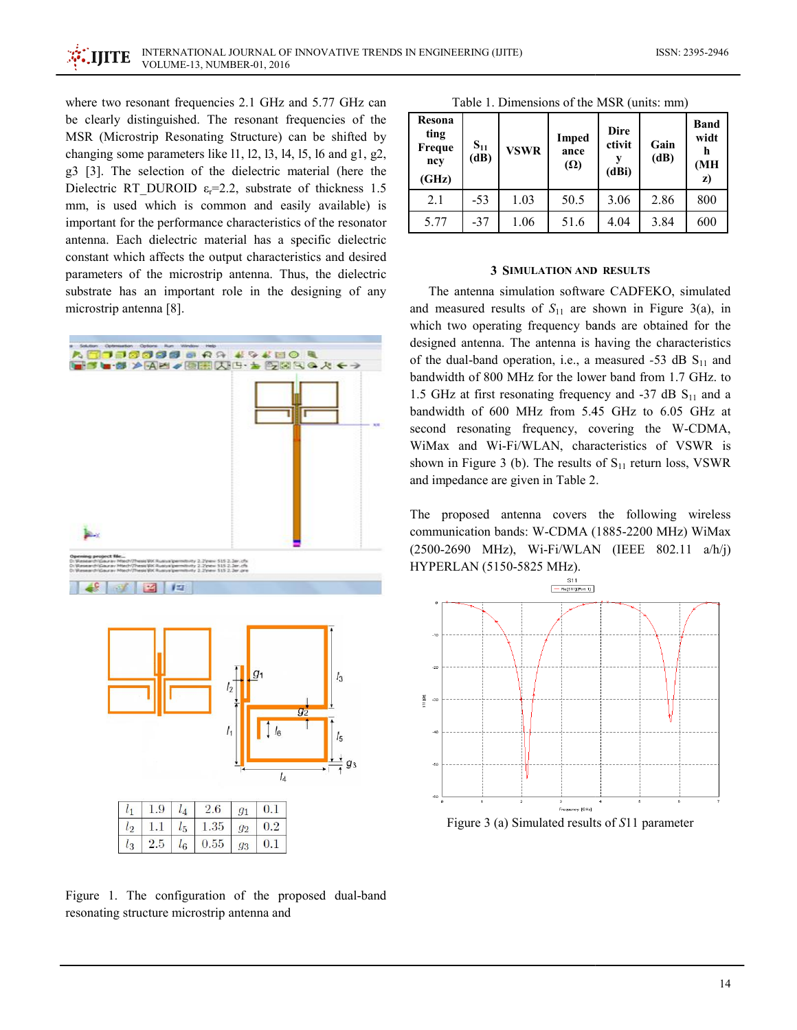where two resonant frequencies 2.1 GHz and 5.77 GHz can be clearly distinguished. The resonant frequencies of the MSR (Microstrip Resonating Structure) can be shifted by changing some parameters like l1, l2, l3, l4, l5, l6 and g1, g2, g3 [3]. The selection of the dielectric material (here the Dielectric RT_DUROID $\varepsilon_r$=2.2, substrate of thickness 1.5 mm, is used which is common and easily available) is important for the performance characteristics of the resonator antenna. Each dielectric material has a specific dielectric constant which affects the output characteristics and desired parameters of the microstrip antenna. Thus, the dielectric substrate has an important role in the designing of any microstrip antenna [8].

| $l_1$ | 1.9 | $l_4$ | 2.6 | $g_1$ | 0.1 |
|---|---|---|---|---|---|
| $l_2$ | 1.1 | $l_5$ | 1.35 | $g_2$ | 0.2 |
| $l_3$ | 2.5 | $l_6$ | 0.55 | $g_3$ | 0.1 |

Figure 1. The configuration of the proposed dual-band resonating structure microstrip antenna and

Table 1. Dimensions of the MSR (units: mm)

| Resonating Frequency (GHz) | $S_{11}$ (dB) | VSWR | Impedance (Ω) | Directivity (dBi) | Gain (dB) | Bandwidth (MHz) |
|---|---|---|---|---|---|---|
| 2.1 | -53 | 1.03 | 50.5 | 3.06 | 2.86 | 800 |
| 5.77 | -37 | 1.06 | 51.6 | 4.04 | 3.84 | 600 |

## 3 Simulation and Results

The antenna simulation software CADFEKO, simulated and measured results of $S_{11}$ are shown in Figure 3(a), in which two operating frequency bands are obtained for the designed antenna. The antenna is having the characteristics of the dual-band operation, i.e., a measured -53 dB $S_{11}$ and bandwidth of 800 MHz for the lower band from 1.7 GHz. to 1.5 GHz at first resonating frequency and -37 dB $S_{11}$ and a bandwidth of 600 MHz from 5.45 GHz to 6.05 GHz at second resonating frequency, covering the W-CDMA, WiMax and Wi-Fi/WLAN, characteristics of VSWR is shown in Figure 3 (b). The results of $S_{11}$ return loss, VSWR and impedance are given in Table 2.

The proposed antenna covers the following wireless communication bands: W-CDMA (1885-2200 MHz) WiMax (2500-2690 MHz), Wi-Fi/WLAN (IEEE 802.11 a/h/j) HYPERLAN (5150-5825 MHz).

Figure 3 (a) Simulated results of $S11$ parameter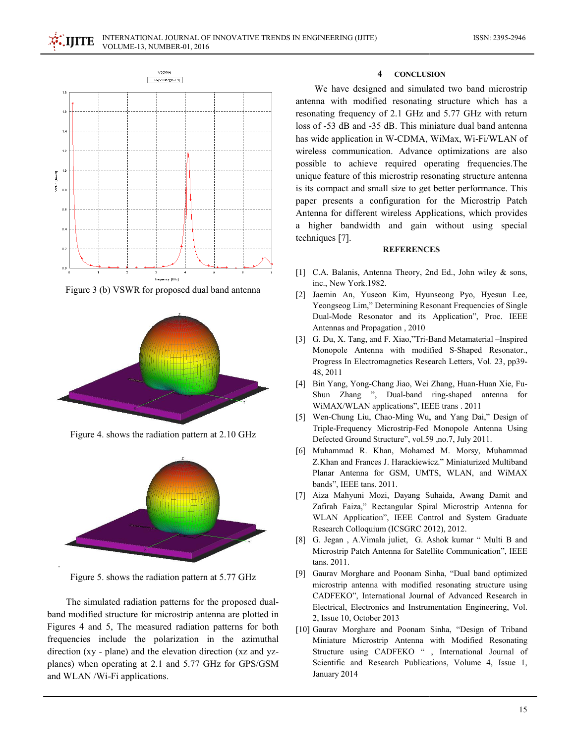Figure 3 (b) VSWR for proposed dual band antenna

Figure 4. shows the radiation pattern at 2.10 GHz

Figure 5. shows the radiation pattern at 5.77 GHz

The simulated radiation patterns for the proposed dual-band modified structure for microstrip antenna are plotted in Figures 4 and 5, The measured radiation patterns for both frequencies include the polarization in the azimuthal direction (xy - plane) and the elevation direction (xz and yz-planes) when operating at 2.1 and 5.77 GHz for GPS/GSM and WLAN /Wi-Fi applications.

## 4 CONCLUSION

We have designed and simulated two band microstrip antenna with modified resonating structure which has a resonating frequency of 2.1 GHz and 5.77 GHz with return loss of -53 dB and -35 dB. This miniature dual band antenna has wide application in W-CDMA, WiMax, Wi-Fi/WLAN of wireless communication. Advance optimizations are also possible to achieve required operating frequencies.The unique feature of this microstrip resonating structure antenna is its compact and small size to get better performance. This paper presents a configuration for the Microstrip Patch Antenna for different wireless Applications, which provides a higher bandwidth and gain without using special techniques [7].

## REFERENCES

[1] C.A. Balanis, Antenna Theory, 2nd Ed., John wiley & sons, inc., New York.1982.

[2] Jaemin An, Yuseon Kim, Hyunseong Pyo, Hyesun Lee, Yeongseog Lim," Determining Resonant Frequencies of Single Dual-Mode Resonator and its Application", Proc. IEEE Antennas and Propagation , 2010

[3] G. Du, X. Tang, and F. Xiao,"Tri-Band Metamaterial –Inspired Monopole Antenna with modified S-Shaped Resonator., Progress In Electromagnetics Research Letters, Vol. 23, pp39-48, 2011

[4] Bin Yang, Yong-Chang Jiao, Wei Zhang, Huan-Huan Xie, Fu-Shun Zhang ", Dual-band ring-shaped antenna for WiMAX/WLAN applications", IEEE trans . 2011

[5] Wen-Chung Liu, Chao-Ming Wu, and Yang Dai," Design of Triple-Frequency Microstrip-Fed Monopole Antenna Using Defected Ground Structure", vol.59 ,no.7, July 2011.

[6] Muhammad R. Khan, Mohamed M. Morsy, Muhammad Z.Khan and Frances J. Harackiewicz." Miniaturized Multiband Planar Antenna for GSM, UMTS, WLAN, and WiMAX bands", IEEE tans. 2011.

[7] Aiza Mahyuni Mozi, Dayang Suhaida, Awang Damit and Zafirah Faiza," Rectangular Spiral Microstrip Antenna for WLAN Application", IEEE Control and System Graduate Research Colloquium (ICSGRC 2012), 2012.

[8] G. Jegan , A.Vimala juliet, G. Ashok kumar " Multi B and Microstrip Patch Antenna for Satellite Communication", IEEE tans. 2011.

[9] Gaurav Morghare and Poonam Sinha, "Dual band optimized microstrip antenna with modified resonating structure using CADFEKO", International Journal of Advanced Research in Electrical, Electronics and Instrumentation Engineering, Vol. 2, Issue 10, October 2013

[10] Gaurav Morghare and Poonam Sinha, "Design of Triband Miniature Microstrip Antenna with Modified Resonating Structure using CADFEKO " , International Journal of Scientific and Research Publications, Volume 4, Issue 1, January 2014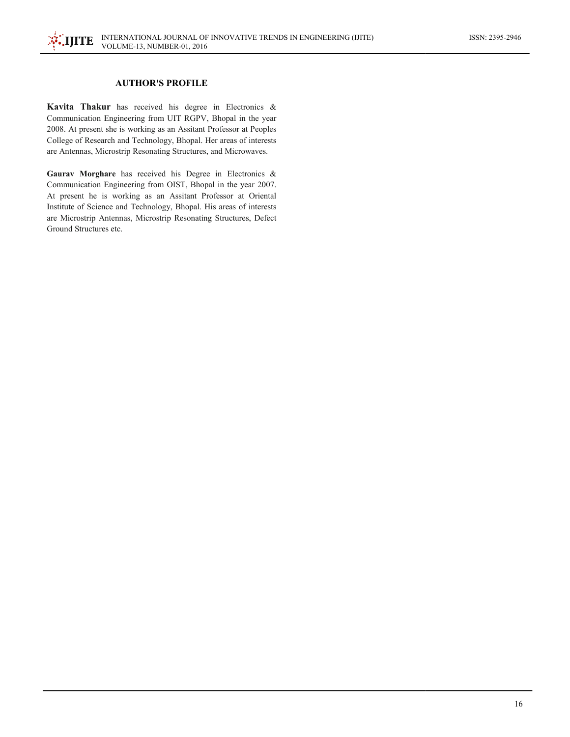## AUTHOR'S PROFILE

**Kavita Thakur** has received his degree in Electronics & Communication Engineering from UIT RGPV, Bhopal in the year 2008. At present she is working as an Assitant Professor at Peoples College of Research and Technology, Bhopal. Her areas of interests are Antennas, Microstrip Resonating Structures, and Microwaves.

**Gaurav Morghare** has received his Degree in Electronics & Communication Engineering from OIST, Bhopal in the year 2007. At present he is working as an Assitant Professor at Oriental Institute of Science and Technology, Bhopal. His areas of interests are Microstrip Antennas, Microstrip Resonating Structures, Defect Ground Structures etc.